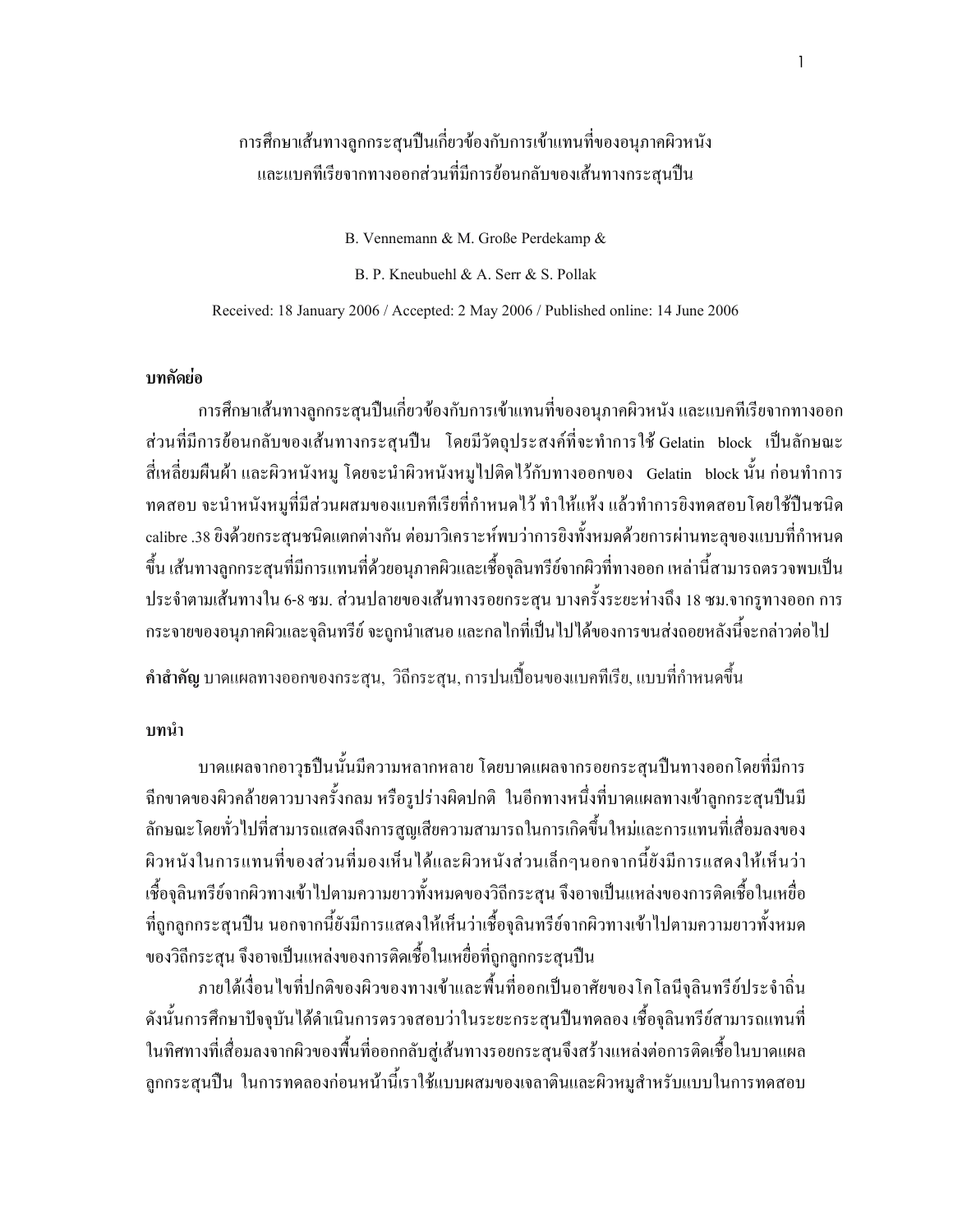# การศึกษาเส้นทางลูกกระสุนปืนเกี่ยวข้องกับการเข้าแทนที่ของอนุภาคผิวหนัง และแบคทีเรียจากทางออกส่วนที่มีการย้อนกลับของเส้นทางกระสุนปืน

B. Vennemann & M. Große Perdekamp &

B. P. Kneubuehl & A. Serr & S. Pollak

Received: 18 January 2006 / Accepted: 2 May 2006 / Published online: 14 June 2006

## บทคัดย่อ

การศึกษาเส้นทางลูกกระสุนปืนเกี่ยวข้องกับการเข้าแทนที่ของอนุภาคผิวหนัง และแบคทีเรียจากทางออกส่วนที่มีการย้อนกลับของเส้นทางกระสุนปืน โดยมีวัตถุประสงค์ที่จะทำการใช้ Gelatin block เป็นลักษณะสี่เหลี่ยมผืนผ้า และผิวหนังหมู โดยจะนำผิวหนังหมูไปติดไว้กับทางออกของ Gelatin block นั้น ก่อนทำการทดสอบ จะนำหนังหมูที่มีส่วนผสมของแบคทีเรียที่กำหนดไว้ ทำให้แห้ง แล้วทำการยิงทดสอบโดยใช้ปืนชนิด calibre .38 ยิงด้วยกระสุนชนิดแตกต่างกัน ต่อมาวิเคราะห์พบว่าการยิงทั้งหมดด้วยการผ่านทะลุของแบบที่กำหนดขึ้น เส้นทางลูกกระสุนที่มีการแทนที่ด้วยอนุภาคผิวและเชื้อจุลินทรีย์จากผิวที่ทางออก เหล่านี้สามารถตรวจพบเป็นประจำตามเส้นทางใน 6-8 ซม. ส่วนปลายของเส้นทางรอยกระสุน บางครั้งระยะห่างถึง 18 ซม.จากรูทางออก การกระจายของอนุภาคผิวและจุลินทรีย์ จะถูกนำเสนอ และกลไกที่เป็นไปได้ของการขนส่งถอยหลังนี้จะกล่าวต่อไป

**คำสำคัญ** บาดแผลทางออกของกระสุน, วิถีกระสุน, การปนเปื้อนของแบคทีเรีย, แบบที่กำหนดขึ้น

## บทนำ

บาดแผลจากอาวุธปืนนั้นมีความหลากหลาย โดยบาดแผลจากรอยกระสุนปืนทางออกโดยที่มีการฉีกขาดของผิวคล้ายดาวบางครั้งกลม หรือรูปร่างผิดปกติ ในอีกทางหนึ่งที่บาดแผลทางเข้าลูกกระสุนปืนมีลักษณะโดยทั่วไปที่สามารถแสดงถึงการสูญเสียความสามารถในการเกิดขึ้นใหม่และการแทนที่เสื่อมลงของผิวหนังในการแทนที่ของส่วนที่มองเห็นได้และผิวหนังส่วนเล็กๆนอกจากนี้ยังมีการแสดงให้เห็นว่าเชื้อจุลินทรีย์จากผิวทางเข้าไปตามความยาวทั้งหมดของวิถีกระสุน จึงอาจเป็นแหล่งของการติดเชื้อในเหยื่อที่ถูกลูกกระสุนปืน นอกจากนี้ยังมีการแสดงให้เห็นว่าเชื้อจุลินทรีย์จากผิวทางเข้าไปตามความยาวทั้งหมดของวิถีกระสุน จึงอาจเป็นแหล่งของการติดเชื้อในเหยื่อที่ถูกลูกกระสุนปืน

ภายใต้เงื่อนไขที่ปกติของผิวของทางเข้าและพื้นที่ออกเป็นอาศัยของโคโลนีจุลินทรีย์ประจำถิ่น ดังนั้นการศึกษาปัจจุบันได้ดำเนินการตรวจสอบว่าในระยะกระสุนปืนทดลอง เชื้อจุลินทรีย์สามารถแทนที่ในทิศทางที่เสื่อมลงจากผิวของพื้นที่ออกกลับสู่เส้นทางรอยกระสุนจึงสร้างแหล่งต่อการติดเชื้อในบาดแผลลูกกระสุนปืน ในการทดลองก่อนหน้านี้เราใช้แบบผสมของเจลาตินและผิวหมูสำหรับแบบในการทดสอบ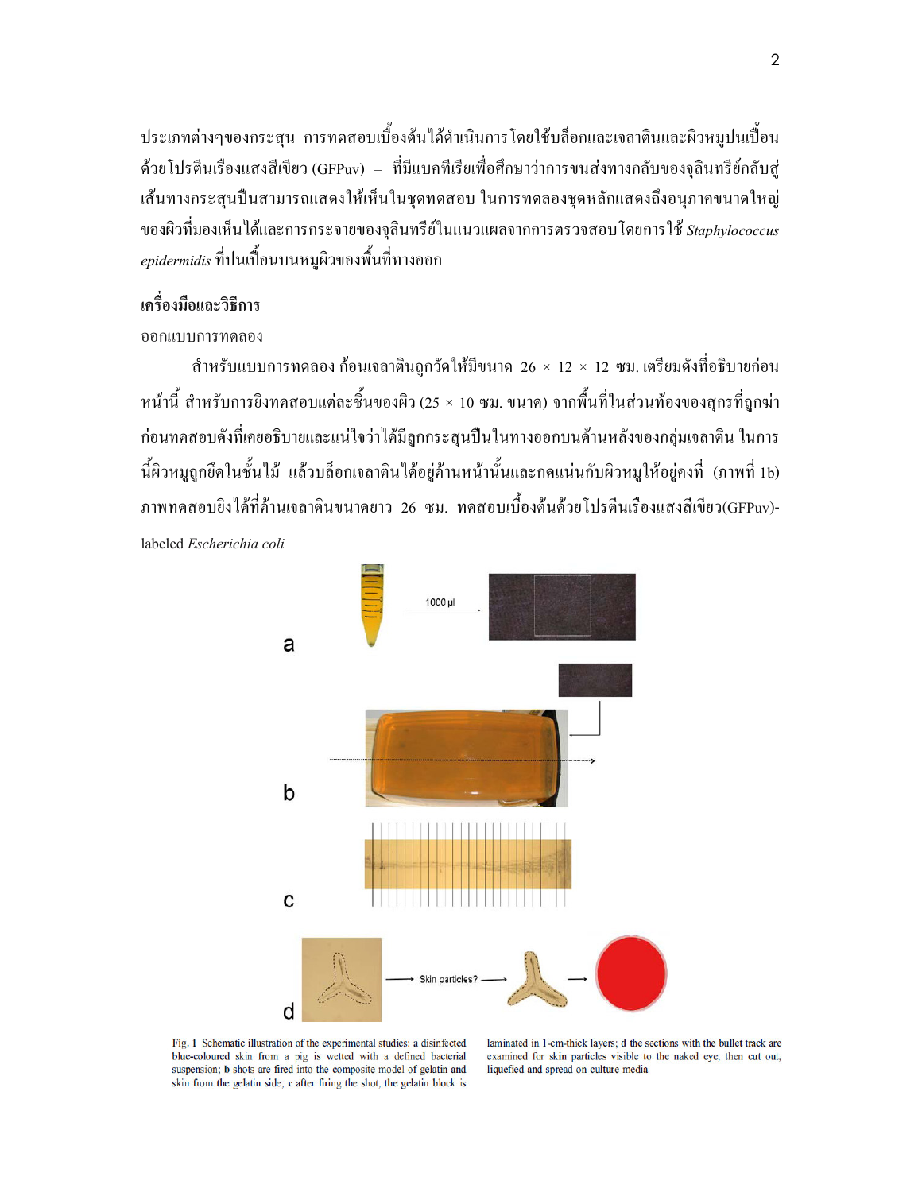ประเภทต่างๆของกระสุน การทดสอบเบื้องต้นได้ดำเนินการโดยใช้บล็อกและเจลาตินและผิวหมูปนเปื้อนด้วยโปรตีนเรืองแสงสีเขียว (GFPuv) – ที่มีแบคทีเรียเพื่อศึกษาว่าการขนส่งทางกลับของจุลินทรีย์กลับสู่เส้นทางกระสุนปืนสามารถแสดงให้เห็นในชุดทดสอบ ในการทดลองชุดหลักแสดงถึงอนุภาคขนาดใหญ่ของผิวที่มองเห็นได้และการกระจายของจุลินทรีย์ในแนวแผลจากการตรวจสอบโดยการใช้ *Staphylococcus epidermidis* ที่ปนเปื้อนบนหมูผิวของพื้นที่ทางออก

## เครื่องมือและวิธีการ

ออกแบบการทดลอง

สำหรับแบบการทดลอง ก้อนเจลาตินถูกวัดให้มีขนาด 26 × 12 × 12 ซม. เตรียมดังที่อธิบายก่อนหน้านี้ สำหรับการยิงทดสอบแต่ละชิ้นของผิว (25 × 10 ซม. ขนาด) จากพื้นที่ในส่วนท้องของสุกรที่ถูกฆ่าก่อนทดสอบดังที่เคยอธิบายและแน่ใจว่าได้มีลูกกระสุนปืนในทางออกบนด้านหลังของกลุ่มเจลาติน ในการนี้ผิวหมูถูกยึดในชั้นไม้ แล้วบล็อกเจลาตินได้อยู่ด้านหน้านั้นและกดแน่นกับผิวหมูให้อยู่คงที่ (ภาพที่ 1b) ภาพทดสอบยิงได้ที่ด้านเจลาตินขนาดยาว 26 ซม. ทดสอบเบื้องต้นด้วยโปรตีนเรืองแสงสีเขียว(GFPuv)-labeled *Escherichia coli*

a

1000 µl

b

c

d

Skin particles?

Fig. 1 Schematic illustration of the experimental studies: a disinfected blue-coloured skin from a pig is wetted with a defined bacterial suspension; b shots are fired into the composite model of gelatin and skin from the gelatin side; c after firing the shot, the gelatin block is laminated in 1-cm-thick layers; d the sections with the bullet track are examined for skin particles visible to the naked eye, then cut out, liquefied and spread on culture media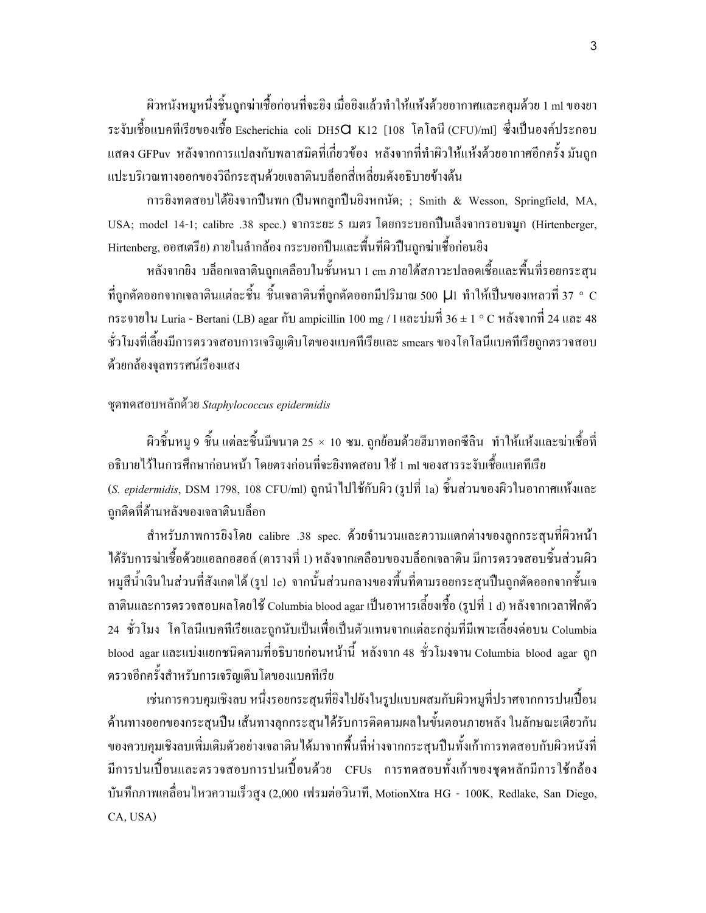ผิวหนังหมูหนึ่งชิ้นถูกฆ่าเชื้อก่อนที่จะยิง เมื่อยิงแล้วทำให้แห้งด้วยอากาศและคลุมด้วย 1 ml ของยาระงับเชื้อแบคทีเรียของเชื้อ Escherichia coli DH5α K12 [108 โคโลนี (CFU)/ml] ซึ่งเป็นองค์ประกอบแสดง GFPuv หลังจากการแปลงกับพลาสมิดที่เกี่ยวข้อง หลังจากที่ทำผิวให้แห้งด้วยอากาศอีกครั้ง มันถูกแปะบริเวณทางออกของวิถีกระสุนด้วยเจลาตินบล็อกสี่เหลี่ยมดังอธิบายข้างต้น

การยิงทดสอบได้ยิงจากปืนพก (ปืนพกลูกปืนยิงหกนัด; ; Smith & Wesson, Springfield, MA, USA; model 14-1; calibre .38 spec.) จากระยะ 5 เมตร โดยกระบอกปืนเล็งจากรอบจมูก (Hirtenberger, Hirtenberg, ออสเตรีย) ภายในลำกล้อง กระบอกปืนและพื้นที่ผิวปืนถูกฆ่าเชื้อก่อนยิง

หลังจากยิง บล็อกเจลาตินถูกเคลือบในชั้นหนา 1 cm ภายใต้สภาวะปลอดเชื้อและพื้นที่รอยกระสุนที่ถูกตัดออกจากเจลาตินแต่ละชิ้น ชิ้นเจลาตินที่ถูกตัดออกมีปริมาณ 500 μl ทำให้เป็นของเหลวที่ 37 ° C กระจายใน Luria - Bertani (LB) agar กับ ampicillin 100 mg / l และบ่มที่ 36 ± 1 ° C หลังจากที่ 24 และ 48 ชั่วโมงที่เลี้ยงมีการตรวจสอบการเจริญเติบโตของแบคทีเรียและ smears ของโคโลนีแบคทีเรียถูกตรวจสอบด้วยกล้องจุลทรรศน์เรืองแสง

ชุดทดสอบหลักด้วย *Staphylococcus epidermidis*

ผิวชิ้นหมู 9 ชิ้น แต่ละชิ้นมีขนาด 25 × 10 ซม. ถูกย้อมด้วยฮีมาทอกซีลิน ทำให้แห้งและฆ่าเชื้อที่อธิบายไว้ในการศึกษาก่อนหน้า โดยตรงก่อนที่จะยิงทดสอบ ใช้ 1 ml ของสารระงับเชื้อแบคทีเรีย (*S. epidermidis*, DSM 1798, 108 CFU/ml) ถูกนำไปใช้กับผิว (รูปที่ 1a) ชิ้นส่วนของผิวในอากาศแห้งและถูกติดที่ด้านหลังของเจลาตินบล็อก

สำหรับภาพการยิงโดย calibre .38 spec. ด้วยจำนวนและความแตกต่างของลูกกระสุนที่ผิวหน้าได้รับการฆ่าเชื้อด้วยแอลกอฮอล์ (ตารางที่ 1) หลังจากเคลือบของบล็อกเจลาติน มีการตรวจสอบชิ้นส่วนผิวหมูสีน้ำเงินในส่วนที่สังเกตได้ (รูป 1c) จากนั้นส่วนกลางของพื้นที่ตามรอยกระสุนปืนถูกตัดออกจากชั้นเจลาตินและการตรวจสอบผลโดยใช้ Columbia blood agar เป็นอาหารเลี้ยงเชื้อ (รูปที่ 1 d) หลังจากเวลาฟักตัว 24 ชั่วโมง โคโลนีแบคทีเรียและถูกนับเป็นเพื่อเป็นตัวแทนจากแต่ละกลุ่มที่มีเพาะเลี้ยงต่อบน Columbia blood agar และแบ่งแยกชนิดตามที่อธิบายก่อนหน้านี้ หลังจาก 48 ชั่วโมงจาน Columbia blood agar ถูกตรวจอีกครั้งสำหรับการเจริญเติบโตของแบคทีเรีย

เช่นการควบคุมเชิงลบ หนึ่งรอยกระสุนที่ยิงไปยังในรูปแบบผสมกับผิวหมูที่ปราศจากการปนเปื้อนด้านทางออกของกระสุนปืน เส้นทางลูกกระสุนได้รับการติดตามผลในขั้นตอนภายหลัง ในลักษณะเดียวกันของควบคุมเชิงลบเพิ่มเติมตัวอย่างเจลาตินได้มาจากพื้นที่ห่างจากกระสุนปืนทั้งเก้าการทดสอบกับผิวหนังที่มีการปนเปื้อนและตรวจสอบการปนเปื้อนด้วย CFUs การทดสอบทั้งเก้าของชุดหลักมีการใช้กล้องบันทึกภาพเคลื่อนไหวความเร็วสูง (2,000 เฟรมต่อวินาที, MotionXtra HG - 100K, Redlake, San Diego, CA, USA)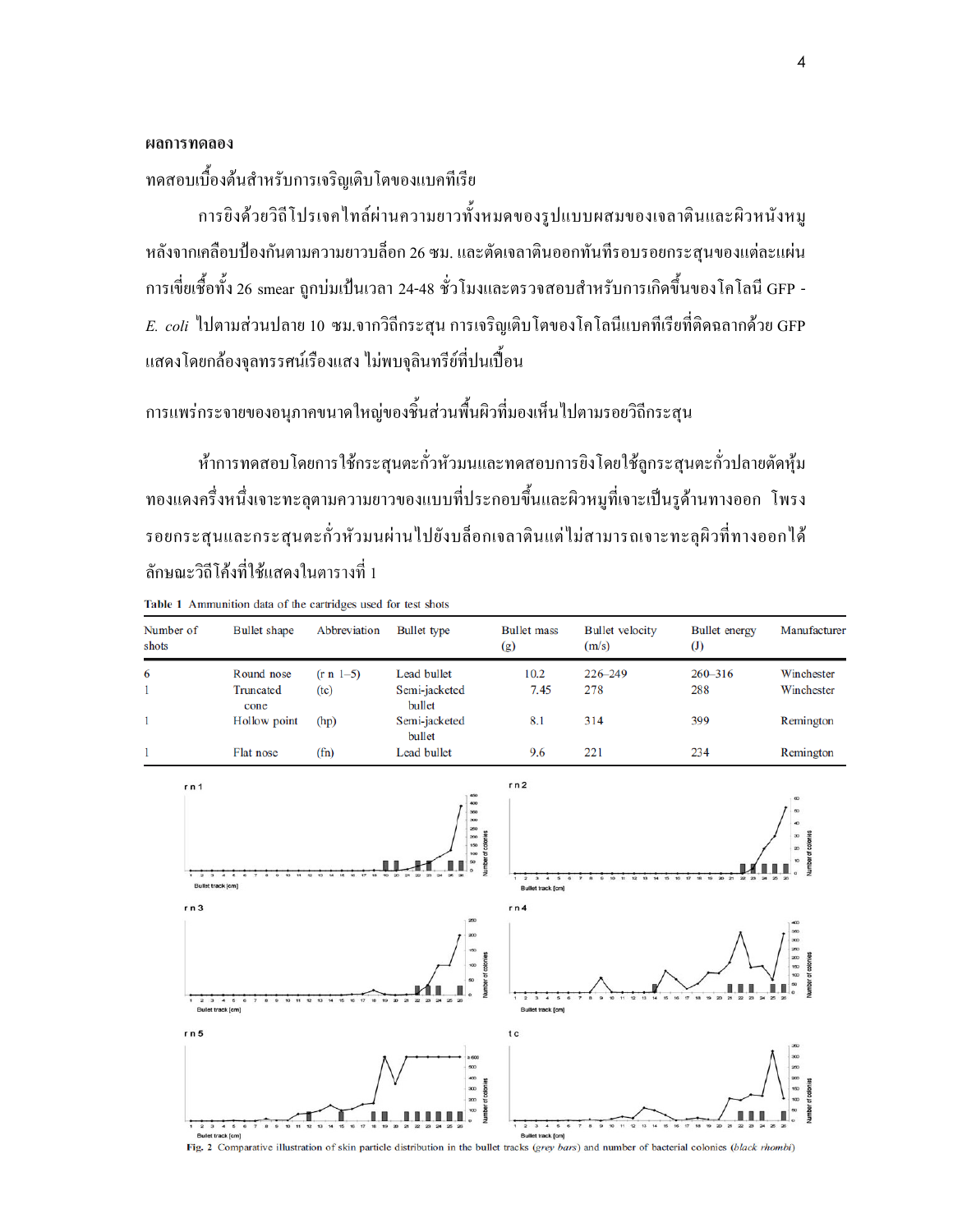**ผลการทดลอง**

ทดสอบเบื้องต้นสำหรับการเจริญเติบโตของแบคทีเรีย

การยิงด้วยวิถีโปรเจคไทล์ผ่านความยาวทั้งหมดของรูปแบบผสมของเจลาตินและผิวหนังหมูหลังจากเคลือบป้องกันตามความยาวบล็อก 26 ซม. และตัดเจลาตินออกทันทีรอบรอยกระสุนของแต่ละแผ่น การเขี่ยเชื้อทั้ง 26 smear ถูกบ่มเป็นเวลา 24-48 ชั่วโมงและตรวจสอบสำหรับการเกิดขึ้นของโคโลนี GFP - *E. coli* ไปตามส่วนปลาย 10 ซม.จากวิถีกระสุน การเจริญเติบโตของโคโลนีแบคทีเรียที่ติดฉลากด้วย GFP แสดงโดยกล้องจุลทรรศน์เรืองแสง ไม่พบจุลินทรีย์ที่ปนเปื้อน

การแพร่กระจายของอนุภาคขนาดใหญ่ของชิ้นส่วนพื้นผิวที่มองเห็นไปตามรอยวิถีกระสุน

ห้าการทดสอบโดยการใช้กระสุนตะกั่วหัวมนและทดสอบการยิงโดยใช้ลูกกระสุนตะกั่วปลายตัดหุ้มทองแดงครึ่งหนึ่งเจาะทะลุตามความยาวของแบบที่ประกอบขึ้นและผิวหมูที่เจาะเป็นรูด้านทางออก โพรงรอยกระสุนและกระสุนตะกั่วหัวมนผ่านไปยังบล็อกเจลาตินแต่ไม่สามารถเจาะทะลุผิวที่ทางออกได้ ลักษณะวิถีโค้งที่ใช้แสดงในตารางที่ 1

**Table 1** Ammunition data of the cartridges used for test shots

| Number of shots | Bullet shape | Abbreviation | Bullet type | Bullet mass (g) | Bullet velocity (m/s) | Bullet energy (J) | Manufacturer |
|---|---|---|---|---|---|---|---|
| 6 | Round nose | (r n 1–5) | Lead bullet | 10.2 | 226–249 | 260–316 | Winchester |
| 1 | Truncated cone | (tc) | Semi-jacketed bullet | 7.45 | 278 | 288 | Winchester |
| 1 | Hollow point | (hp) | Semi-jacketed bullet | 8.1 | 314 | 399 | Remington |
| 1 | Flat nose | (fn) | Lead bullet | 9.6 | 221 | 234 | Remington |

**Fig. 2** Comparative illustration of skin particle distribution in the bullet tracks (*grey bars*) and number of bacterial colonies (*black rhombi*)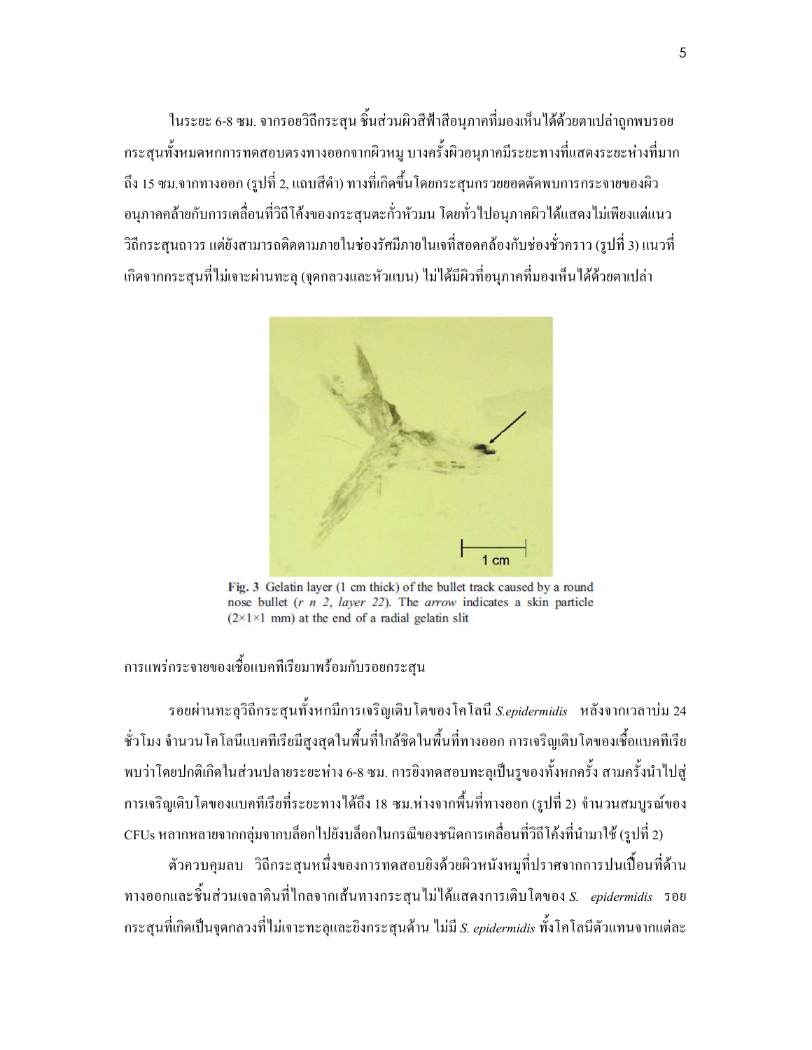ในระยะ 6-8 ซม. จากรอยวิถีกระสุน ชิ้นส่วนผิวสีฟ้าสีอนุภาคที่มองเห็นได้ด้วยตาเปล่าถูกพบรอยกระสุนทั้งหมดหกการทดสอบตรงทางออกจากผิวหมู บางครั้งผิวอนุภาคมีระยะทางที่แสดงระยะห่างที่มากถึง 15 ซม.จากทางออก (รูปที่ 2, แถบสีดำ) ทางที่เกิดขึ้นโดยกระสุนกรวยยอดตัดพบการกระจายของผิวอนุภาคคล้ายกับการเคลื่อนที่วิถีโค้งของกระสุนตะกั่วหัวมน โดยทั่วไปอนุภาคผิวได้แสดงไม่เพียงแต่แนววิถีกระสุนถาวร แต่ยังสามารถติดตามภายในช่องรัศมีภายในเจที่สอดคล้องกับช่องชั่วคราว (รูปที่ 3) แนวที่เกิดจากกระสุนที่ไม่เจาะผ่านทะลุ (จุดกลวงและหัวแบน) ไม่ได้มีผิวที่อนุภาคที่มองเห็นได้ด้วยตาเปล่า

**Fig. 3** Gelatin layer (1 cm thick) of the bullet track caused by a round nose bullet (*r n 2*, *layer 22*). The *arrow* indicates a skin particle (2×1×1 mm) at the end of a radial gelatin slit

การแพร่กระจายของเชื้อแบคทีเรียมาพร้อมกับรอยกระสุน

รอยผ่านทะลุวิถีกระสุนทั้งหกมีการเจริญเติบโตของโคโลนี *S.epidermidis* หลังจากเวลาบ่ม 24 ชั่วโมง จำนวนโคโลนีแบคทีเรียมีสูงสุดในพื้นที่ใกล้ชิดในพื้นที่ทางออก การเจริญเติบโตของเชื้อแบคทีเรียพบว่าโดยปกติเกิดในส่วนปลายระยะห่าง 6-8 ซม. การยิงทดสอบทะลุเป็นรูของทั้งหกครั้ง สามครั้งนำไปสู่การเจริญเติบโตของแบคทีเรียที่ระยะทางได้ถึง 18 ซม.ห่างจากพื้นที่ทางออก (รูปที่ 2) จำนวนสมบูรณ์ของ CFUs หลากหลายจากกลุ่มจากบล็อกไปยังบล็อกในกรณีของชนิดการเคลื่อนที่วิถีโค้งที่นำมาใช้ (รูปที่ 2)

ตัวควบคุมลบ วิถีกระสุนหนึ่งของการทดสอบยิงด้วยผิวหนังหมูที่ปราศจากการปนเปื้อนที่ด้านทางออกและชิ้นส่วนเจลาตินที่ไกลจากเส้นทางกระสุนไม่ได้แสดงการเติบโตของ *S. epidermidis* รอยกระสุนที่เกิดเป็นจุดกลวงที่ไม่เจาะทะลุและยิงกระสุนด้าน ไม่มี *S. epidermidis* ทั้งโคโลนีตัวแทนจากแต่ละ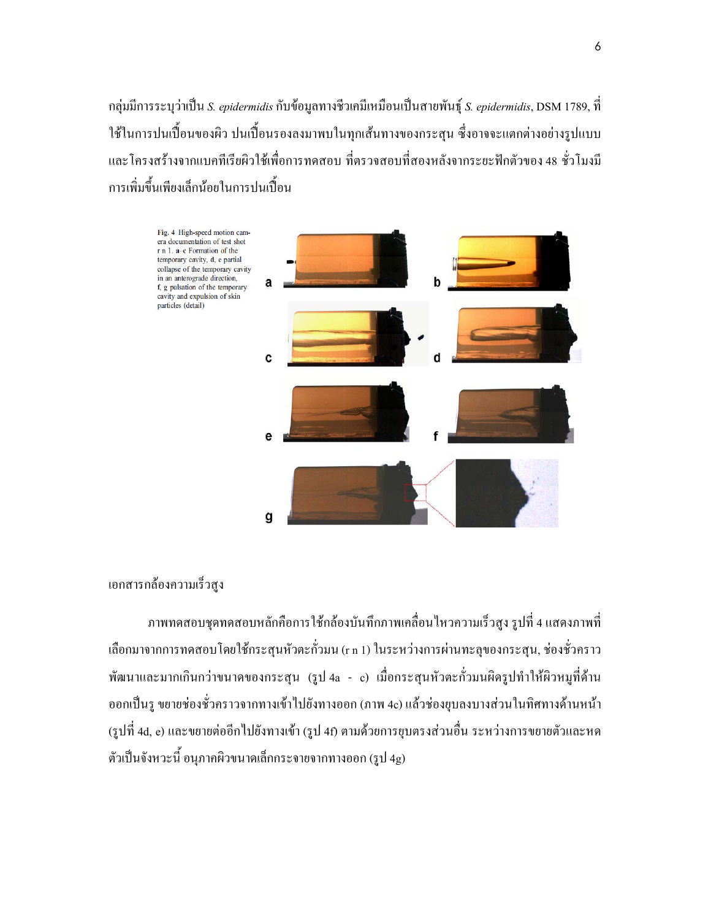กลุ่มมีการระบุว่าเป็น *S. epidermidis* กับข้อมูลทางชีวเคมีเหมือนเป็นสายพันธุ์ *S. epidermidis*, DSM 1789, ที่ใช้ในการปนเปื้อนของผิว ปนเปื้อนรองลงมาพบในทุกเส้นทางของกระสุน ซึ่งอาจจะแตกต่างอย่างรูปแบบและโครงสร้างจากแบคทีเรียผิวใช้เพื่อการทดสอบ ที่ตรวจสอบที่สองหลังจากระยะฟักตัวของ 48 ชั่วโมงมีการเพิ่มขึ้นเพียงเล็กน้อยในการปนเปื้อน

Fig. 4 High-speed motion camera documentation of test shot r n 1. a–c Formation of the temporary cavity, d, e partial collapse of the temporary cavity in an anterograde direction, f, g pulsation of the temporary cavity and expulsion of skin particles (detail)

เอกสารกล้องความเร็วสูง

ภาพทดสอบชุดทดสอบหลักคือการใช้กล้องบันทึกภาพเคลื่อนไหวความเร็วสูง รูปที่ 4 แสดงภาพที่เลือกมาจากการทดสอบโดยใช้กระสุนหัวตะกั่วมน (r n 1) ในระหว่างการผ่านทะลุของกระสุน, ช่องชั่วคราวพัฒนาและมากเกินกว่าขนาดของกระสุน (รูป 4a - c) เมื่อกระสุนหัวตะกั่วมนผิดรูปทำให้ผิวหมูที่ด้านออกเป็นรู ขยายช่องชั่วคราวจากทางเข้าไปยังทางออก (ภาพ 4c) แล้วช่องยุบลงบางส่วนในทิศทางด้านหน้า (รูปที่ 4d, e) และขยายต่ออีกไปยังทางเข้า (รูป 4f) ตามด้วยการยุบตรงส่วนอื่น ระหว่างการขยายตัวและหดตัวเป็นจังหวะนี้ อนุภาคผิวขนาดเล็กกระจายจากทางออก (รูป 4g)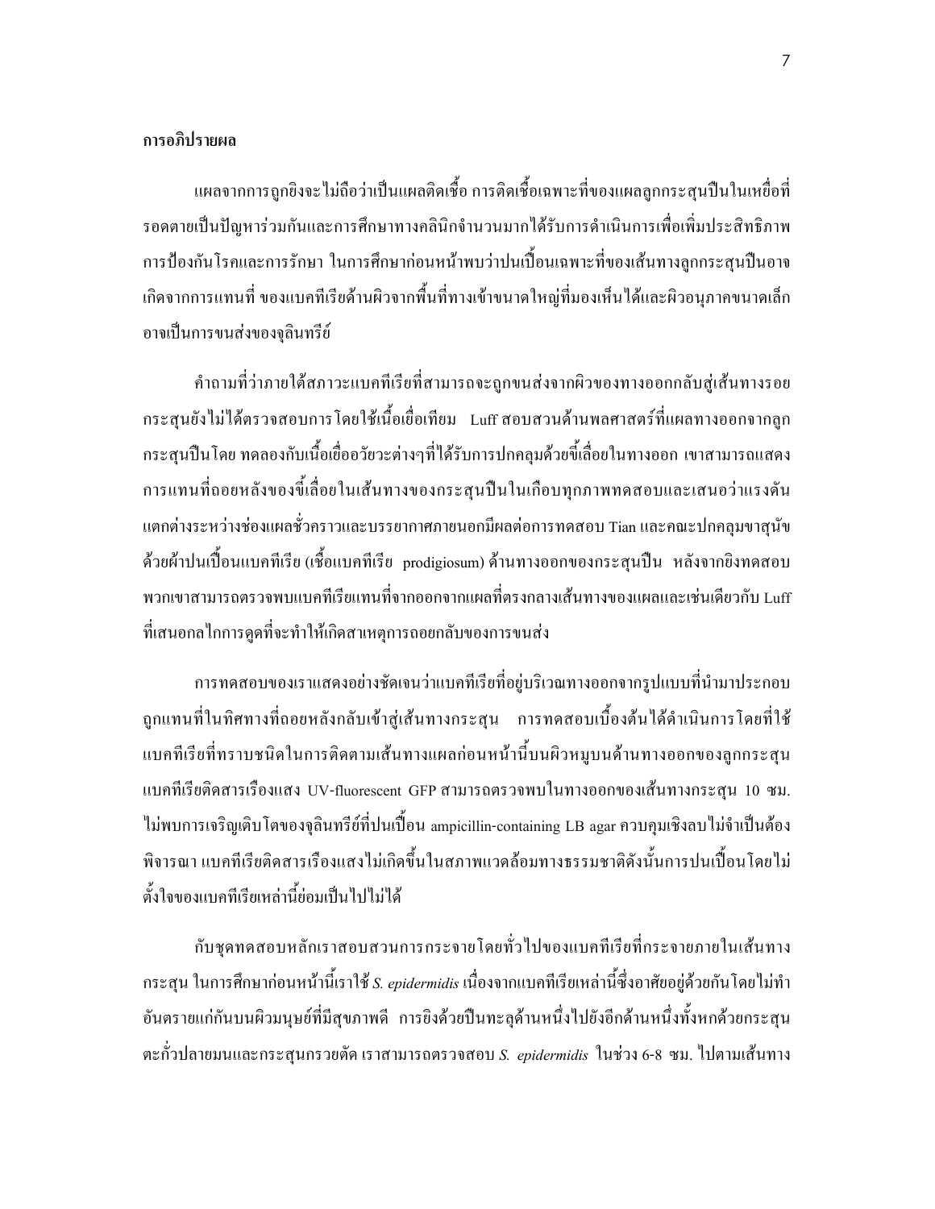**การอภิปรายผล**

แผลจากการถูกยิงจะไม่ถือว่าเป็นแผลติดเชื้อ การติดเชื้อเฉพาะที่ของแผลลูกกระสุนปืนในเหยื่อที่รอดตายเป็นปัญหาร่วมกันและการศึกษาทางคลินิกจำนวนมากได้รับการดำเนินการเพื่อเพิ่มประสิทธิภาพการป้องกันโรคและการรักษา ในการศึกษาก่อนหน้าพบว่าปนเปื้อนเฉพาะที่ของเส้นทางลูกกระสุนปืนอาจเกิดจากการแทนที่ ของแบคทีเรียด้านผิวจากพื้นที่ทางเข้าขนาดใหญ่ที่มองเห็นได้และผิวอนุภาคขนาดเล็กอาจเป็นการขนส่งของจุลินทรีย์

คำถามที่ว่าภายใต้สภาวะแบคทีเรียที่สามารถจะถูกขนส่งจากผิวของทางออกกลับสู่เส้นทางรอยกระสุนยังไม่ได้ตรวจสอบการโดยใช้เนื้อเยื่อเทียม Luff สอบสวนด้านพลศาสตร์ที่แผลทางออกจากลูกกระสุนปืนโดย ทดลองกับเนื้อเยื่ออวัยวะต่างๆที่ได้รับการปกคลุมด้วยขี้เลื่อยในทางออก เขาสามารถแสดงการแทนที่ถอยหลังของขี้เลื่อยในเส้นทางของกระสุนปืนในเกือบทุกภาพทดสอบและเสนอว่าแรงดันแตกต่างระหว่างช่องแผลชั่วคราวและบรรยากาศภายนอกมีผลต่อการทดสอบ Tian และคณะปกคลุมขาสุนัขด้วยผ้าปนเปื้อนแบคทีเรีย (เชื้อแบคทีเรีย prodigiosum) ด้านทางออกของกระสุนปืน หลังจากยิงทดสอบพวกเขาสามารถตรวจพบแบคทีเรียแทนที่จากออกจากแผลที่ตรงกลางเส้นทางของแผลและเช่นเดียวกับ Luff ที่เสนอกลไกการดูดที่จะทำให้เกิดสาเหตุการถอยกลับของการขนส่ง

การทดสอบของเราแสดงอย่างชัดเจนว่าแบคทีเรียที่อยู่บริเวณทางออกจากรูปแบบที่นำมาประกอบถูกแทนที่ในทิศทางที่ถอยหลังกลับเข้าสู่เส้นทางกระสุน การทดสอบเบื้องต้นได้ดำเนินการโดยที่ใช้แบคทีเรียที่ทราบชนิดในการติดตามเส้นทางแผลก่อนหน้านี้บนผิวหมูบนด้านทางออกของลูกกระสุน แบคทีเรียติดสารเรืองแสง UV-fluorescent GFP สามารถตรวจพบในทางออกของเส้นทางกระสุน 10 ซม. ไม่พบการเจริญเติบโตของจุลินทรีย์ที่ปนเปื้อน ampicillin-containing LB agar ควบคุมเชิงลบไม่จำเป็นต้องพิจารณา แบคทีเรียติดสารเรืองแสงไม่เกิดขึ้นในสภาพแวดล้อมทางธรรมชาติดังนั้นการปนเปื้อนโดยไม่ตั้งใจของแบคทีเรียเหล่านี้ย่อมเป็นไปไม่ได้

กับชุดทดสอบหลักเราสอบสวนการกระจายโดยทั่วไปของแบคทีเรียที่กระจายภายในเส้นทางกระสุน ในการศึกษาก่อนหน้านี้เราใช้ *S. epidermidis* เนื่องจากแบคทีเรียเหล่านี้ซึ่งอาศัยอยู่ด้วยกันโดยไม่ทำอันตรายแก่กันบนผิวมนุษย์ที่มีสุขภาพดี การยิงด้วยปืนทะลุด้านหนึ่งไปยังอีกด้านหนึ่งทั้งหกด้วยกระสุนตะกั่วปลายมนและกระสุนกรวยตัด เราสามารถตรวจสอบ *S. epidermidis* ในช่วง 6-8 ซม. ไปตามเส้นทาง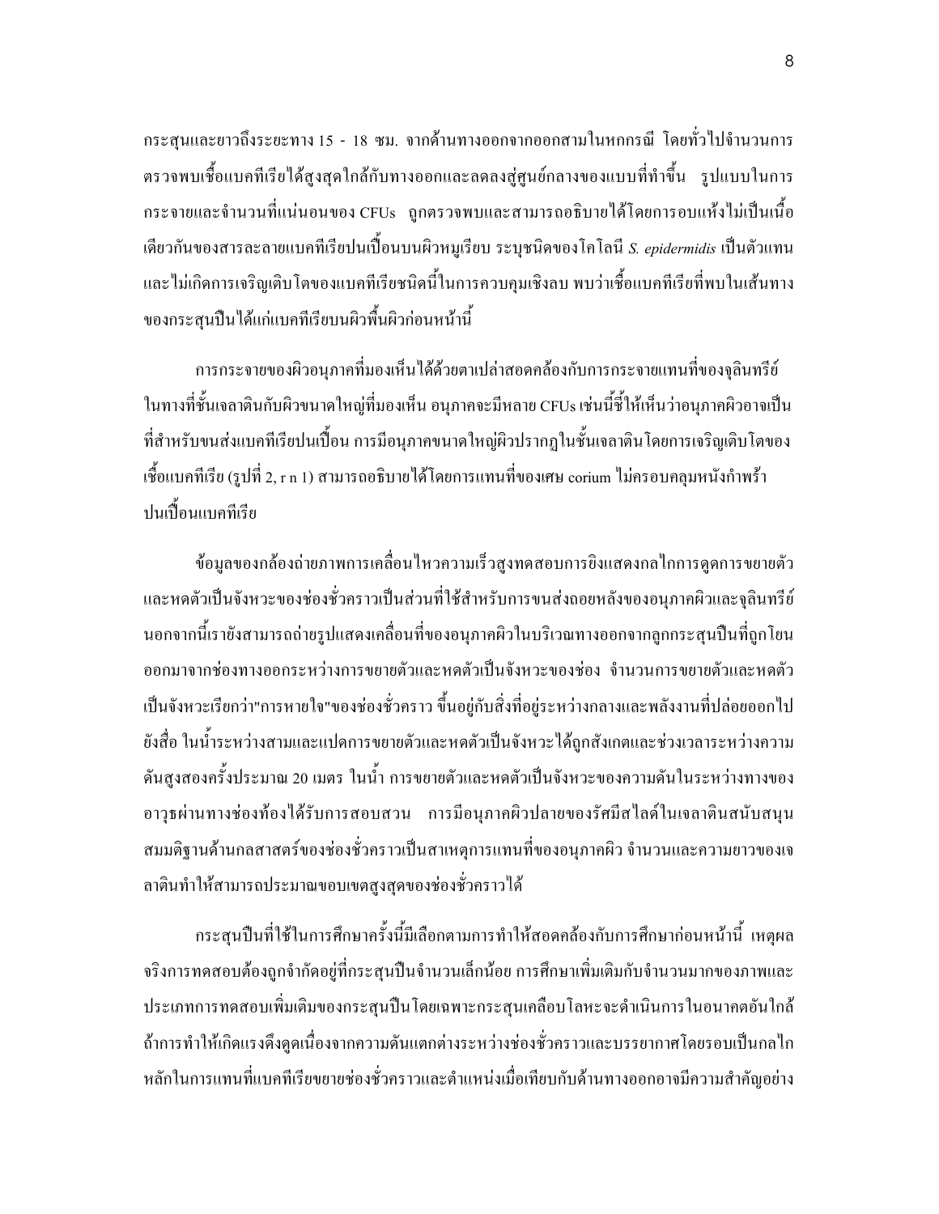กระสุนและยาวถึงระยะทาง 15 - 18 ซม. จากด้านทางออกจากออกสามในหกกรณี โดยทั่วไปจำนวนการตรวจพบเชื้อแบคทีเรียได้สูงสุดใกล้กับทางออกและลดลงสู่ศูนย์กลางของแบบที่ทำขึ้น รูปแบบในการกระจายและจำนวนที่แน่นอนของ CFUs ถูกตรวจพบและสามารถอธิบายได้โดยการอบแห้งไม่เป็นเนื้อเดียวกันของสารละลายแบคทีเรียปนเปื้อนบนผิวหมูเรียบ ระบุชนิดของโคโลนี *S. epidermidis* เป็นตัวแทน และไม่เกิดการเจริญเติบโตของแบคทีเรียชนิดนี้ในการควบคุมเชิงลบ พบว่าเชื้อแบคทีเรียที่พบในเส้นทางของกระสุนปืนได้แก่แบคทีเรียบนผิวพื้นผิวก่อนหน้านี้

การกระจายของผิวอนุภาคที่มองเห็นได้ด้วยตาเปล่าสอดคล้องกับการกระจายแทนที่ของจุลินทรีย์ในทางที่ชั้นเจลาตินกับผิวขนาดใหญ่ที่มองเห็น อนุภาคจะมีหลาย CFUs เช่นนี้ชี้ให้เห็นว่าอนุภาคผิวอาจเป็นที่สำหรับขนส่งแบคทีเรียปนเปื้อน การมีอนุภาคขนาดใหญ่ผิวปรากฏในชั้นเจลาตินโดยการเจริญเติบโตของเชื้อแบคทีเรีย (รูปที่ 2, r n 1) สามารถอธิบายได้โดยการแทนที่ของเศษ corium ไม่ครอบคลุมหนังกำพร้าปนเปื้อนแบคทีเรีย

ข้อมูลของกล้องถ่ายภาพการเคลื่อนไหวความเร็วสูงทดสอบการยิงแสดงกลไกการดูดการขยายตัวและหดตัวเป็นจังหวะของช่องชั่วคราวเป็นส่วนที่ใช้สำหรับการขนส่งถอยหลังของอนุภาคผิวและจุลินทรีย์ นอกจากนี้เรายังสามารถถ่ายรูปแสดงเคลื่อนที่ของอนุภาคผิวในบริเวณทางออกจากลูกกระสุนปืนที่ถูกโยนออกมาจากช่องทางออกระหว่างการขยายตัวและหดตัวเป็นจังหวะของช่อง จำนวนการขยายตัวและหดตัวเป็นจังหวะเรียกว่า"การหายใจ"ของช่องชั่วคราว ขึ้นอยู่กับสิ่งที่อยู่ระหว่างกลางและพลังงานที่ปล่อยออกไปยังสื่อ ในน้ำระหว่างสามและแปดการขยายตัวและหดตัวเป็นจังหวะได้ถูกสังเกตและช่วงเวลาระหว่างความดันสูงสองครั้งประมาณ 20 เมตร ในน้ำ การขยายตัวและหดตัวเป็นจังหวะของความดันในระหว่างทางของอาวุธผ่านทางช่องท้องได้รับการสอบสวน การมีอนุภาคผิวปลายของรัศมีสไลด์ในเจลาตินสนับสนุนสมมติฐานด้านกลสาสตร์ของช่องชั่วคราวเป็นสาเหตุการแทนที่ของอนุภาคผิว จำนวนและความยาวของเจลาตินทำให้สามารถประมาณขอบเขตสูงสุดของช่องชั่วคราวได้

กระสุนปืนที่ใช้ในการศึกษาครั้งนี้มีเลือกตามการทำให้สอดคล้องกับการศึกษาก่อนหน้านี้ เหตุผลจริงการทดสอบต้องถูกจำกัดอยู่ที่กระสุนปืนจำนวนเล็กน้อย การศึกษาเพิ่มเติมกับจำนวนมากของภาพและประเภทการทดสอบเพิ่มเติมของกระสุนปืนโดยเฉพาะกระสุนเคลือบโลหะจะดำเนินการในอนาคตอันใกล้ ถ้าการทำให้เกิดแรงดึงดูดเนื่องจากความดันแตกต่างระหว่างช่องชั่วคราวและบรรยากาศโดยรอบเป็นกลไกหลักในการแทนที่แบคทีเรียขยายช่องชั่วคราวและตำแหน่งเมื่อเทียบกับด้านทางออกอาจมีความสำคัญอย่าง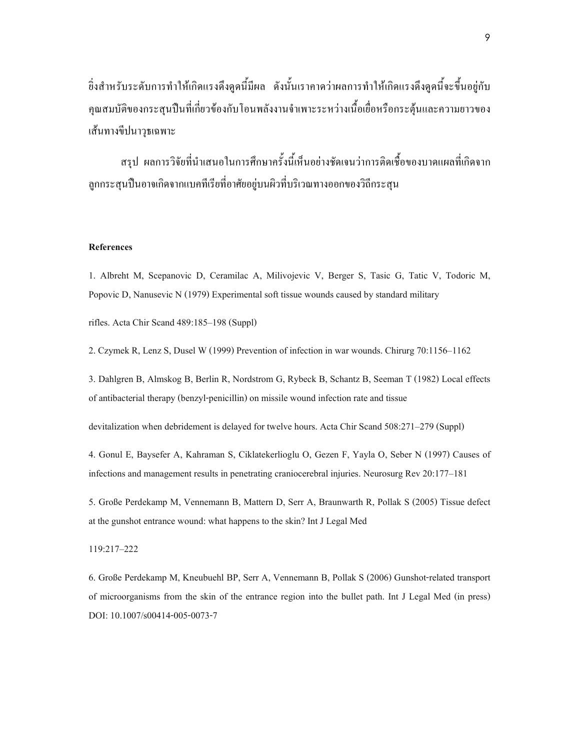ยิ่งสำหรับระดับการทำให้เกิดแรงดึงดูดนี้มีผล ดังนั้นเราคาดว่าผลการทำให้เกิดแรงดึงดูดนี้จะขึ้นอยู่กับคุณสมบัติของกระสุนปืนที่เกี่ยวข้องกับโอนพลังงานจำเพาะระหว่างเนื้อเยื่อหรือกระตุ้นและความยาวของเส้นทางขีปนาวุธเฉพาะ

สรุป ผลการวิจัยที่นำเสนอในการศึกษาครั้งนี้เห็นอย่างชัดเจนว่าการติดเชื้อของบาดแผลที่เกิดจากลูกกระสุนปืนอาจเกิดจากแบคทีเรียที่อาศัยอยู่บนผิวที่บริเวณทางออกของวิถีกระสุน

**References**

1. Albreht M, Scepanovic D, Ceramilac A, Milivojevic V, Berger S, Tasic G, Tatic V, Todoric M, Popovic D, Nanusevic N (1979) Experimental soft tissue wounds caused by standard military rifles. Acta Chir Scand 489:185–198 (Suppl)

2. Czymek R, Lenz S, Dusel W (1999) Prevention of infection in war wounds. Chirurg 70:1156–1162

3. Dahlgren B, Almskog B, Berlin R, Nordstrom G, Rybeck B, Schantz B, Seeman T (1982) Local effects of antibacterial therapy (benzyl-penicillin) on missile wound infection rate and tissue devitalization when debridement is delayed for twelve hours. Acta Chir Scand 508:271–279 (Suppl)

4. Gonul E, Baysefer A, Kahraman S, Ciklatekerlioglu O, Gezen F, Yayla O, Seber N (1997) Causes of infections and management results in penetrating craniocerebral injuries. Neurosurg Rev 20:177–181

5. Große Perdekamp M, Vennemann B, Mattern D, Serr A, Braunwarth R, Pollak S (2005) Tissue defect at the gunshot entrance wound: what happens to the skin? Int J Legal Med 119:217–222

6. Große Perdekamp M, Kneubuehl BP, Serr A, Vennemann B, Pollak S (2006) Gunshot-related transport of microorganisms from the skin of the entrance region into the bullet path. Int J Legal Med (in press) DOI: 10.1007/s00414-005-0073-7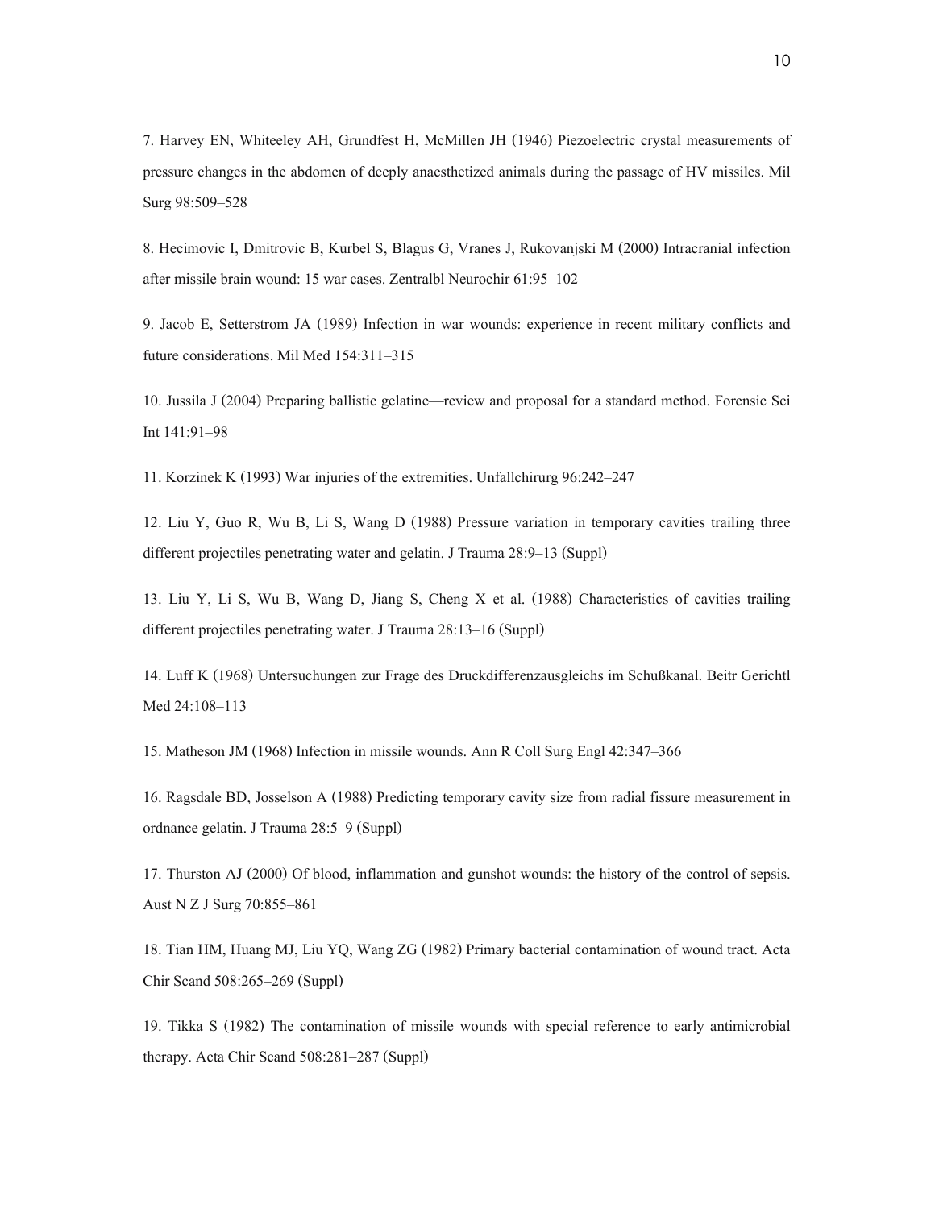7. Harvey EN, Whiteeley AH, Grundfest H, McMillen JH (1946) Piezoelectric crystal measurements of pressure changes in the abdomen of deeply anaesthetized animals during the passage of HV missiles. Mil Surg 98:509–528

8. Hecimovic I, Dmitrovic B, Kurbel S, Blagus G, Vranes J, Rukovanjski M (2000) Intracranial infection after missile brain wound: 15 war cases. Zentralbl Neurochir 61:95–102

9. Jacob E, Setterstrom JA (1989) Infection in war wounds: experience in recent military conflicts and future considerations. Mil Med 154:311–315

10. Jussila J (2004) Preparing ballistic gelatine—review and proposal for a standard method. Forensic Sci Int 141:91–98

11. Korzinek K (1993) War injuries of the extremities. Unfallchirurg 96:242–247

12. Liu Y, Guo R, Wu B, Li S, Wang D (1988) Pressure variation in temporary cavities trailing three different projectiles penetrating water and gelatin. J Trauma 28:9–13 (Suppl)

13. Liu Y, Li S, Wu B, Wang D, Jiang S, Cheng X et al. (1988) Characteristics of cavities trailing different projectiles penetrating water. J Trauma 28:13–16 (Suppl)

14. Luff K (1968) Untersuchungen zur Frage des Druckdifferenzausgleichs im Schußkanal. Beitr Gerichtl Med 24:108–113

15. Matheson JM (1968) Infection in missile wounds. Ann R Coll Surg Engl 42:347–366

16. Ragsdale BD, Josselson A (1988) Predicting temporary cavity size from radial fissure measurement in ordnance gelatin. J Trauma 28:5–9 (Suppl)

17. Thurston AJ (2000) Of blood, inflammation and gunshot wounds: the history of the control of sepsis. Aust N Z J Surg 70:855–861

18. Tian HM, Huang MJ, Liu YQ, Wang ZG (1982) Primary bacterial contamination of wound tract. Acta Chir Scand 508:265–269 (Suppl)

19. Tikka S (1982) The contamination of missile wounds with special reference to early antimicrobial therapy. Acta Chir Scand 508:281–287 (Suppl)